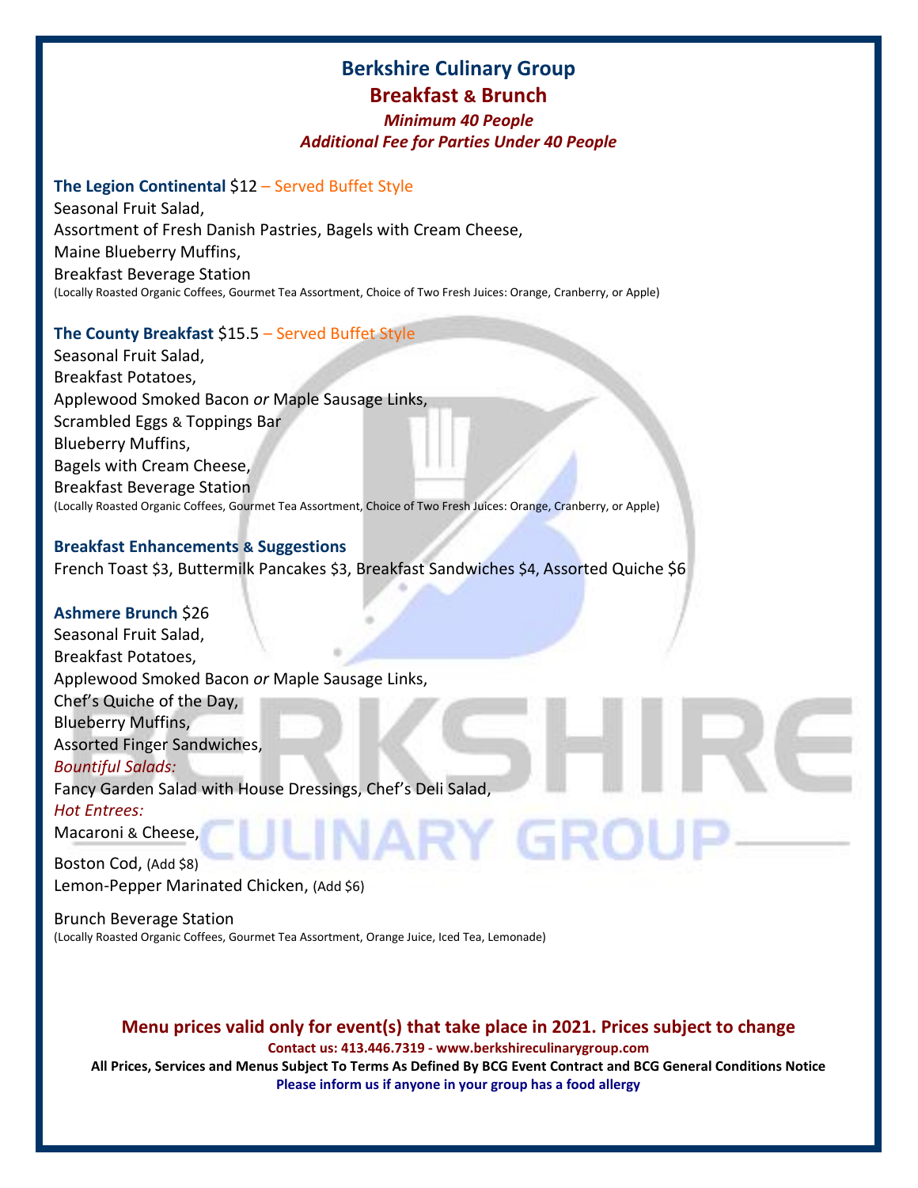# Berkshire Culinary Group

## Breakfast & Brunch

*Minimum 40 People*

*Additional Fee for Parties Under 40 People*

**The Legion Continental** $12 – Served Buffet Style

Seasonal Fruit Salad,
Assortment of Fresh Danish Pastries, Bagels with Cream Cheese,
Maine Blueberry Muffins,
Breakfast Beverage Station
(Locally Roasted Organic Coffees, Gourmet Tea Assortment, Choice of Two Fresh Juices: Orange, Cranberry, or Apple)

**The County Breakfast** $15.5 – Served Buffet Style

Seasonal Fruit Salad,
Breakfast Potatoes,
Applewood Smoked Bacon *or* Maple Sausage Links,
Scrambled Eggs & Toppings Bar
Blueberry Muffins,
Bagels with Cream Cheese,
Breakfast Beverage Station
(Locally Roasted Organic Coffees, Gourmet Tea Assortment, Choice of Two Fresh Juices: Orange, Cranberry, or Apple)

**Breakfast Enhancements & Suggestions**

French Toast $3, Buttermilk Pancakes $3, Breakfast Sandwiches $4, Assorted Quiche $6

**Ashmere Brunch** $26

Seasonal Fruit Salad,
Breakfast Potatoes,
Applewood Smoked Bacon *or* Maple Sausage Links,
Chef's Quiche of the Day,
Blueberry Muffins,
Assorted Finger Sandwiches,

*Bountiful Salads:*

Fancy Garden Salad with House Dressings, Chef's Deli Salad,

*Hot Entrees:*

Macaroni & Cheese,

Boston Cod, (Add $8)
Lemon-Pepper Marinated Chicken, (Add $6)

Brunch Beverage Station
(Locally Roasted Organic Coffees, Gourmet Tea Assortment, Orange Juice, Iced Tea, Lemonade)

**Menu prices valid only for event(s) that take place in 2021. Prices subject to change**

**Contact us: 413.446.7319 - www.berkshireculinarygroup.com**

**All Prices, Services and Menus Subject To Terms As Defined By BCG Event Contract and BCG General Conditions Notice**

**Please inform us if anyone in your group has a food allergy**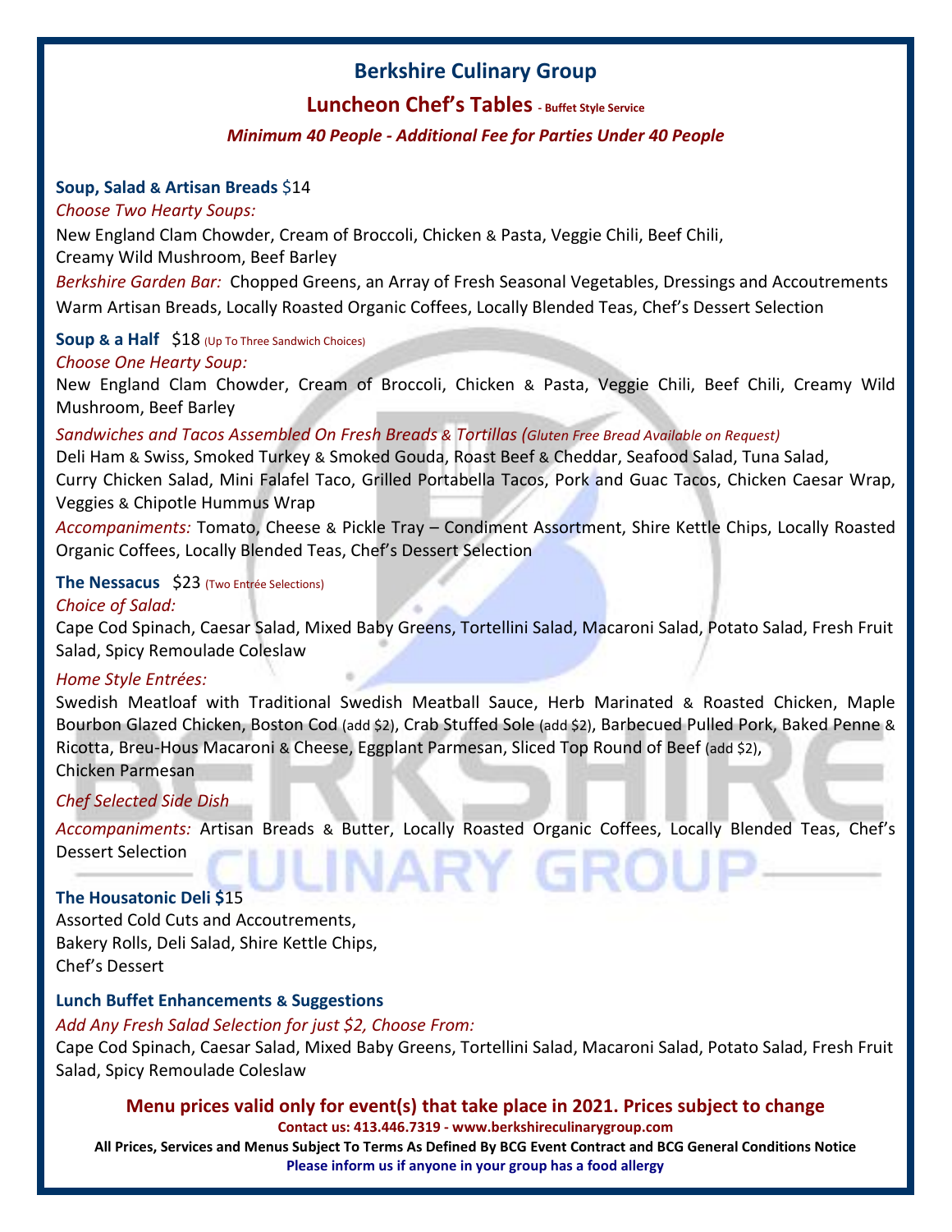# Berkshire Culinary Group

## Luncheon Chef's Tables - Buffet Style Service

*Minimum 40 People - Additional Fee for Parties Under 40 People*

### Soup, Salad & Artisan Breads $14

*Choose Two Hearty Soups:*

New England Clam Chowder, Cream of Broccoli, Chicken & Pasta, Veggie Chili, Beef Chili, Creamy Wild Mushroom, Beef Barley

*Berkshire Garden Bar:* Chopped Greens, an Array of Fresh Seasonal Vegetables, Dressings and Accoutrements

Warm Artisan Breads, Locally Roasted Organic Coffees, Locally Blended Teas, Chef's Dessert Selection

### Soup & a Half $18 (Up To Three Sandwich Choices)

*Choose One Hearty Soup:*

New England Clam Chowder, Cream of Broccoli, Chicken & Pasta, Veggie Chili, Beef Chili, Creamy Wild Mushroom, Beef Barley

*Sandwiches and Tacos Assembled On Fresh Breads & Tortillas (Gluten Free Bread Available on Request)*

Deli Ham & Swiss, Smoked Turkey & Smoked Gouda, Roast Beef & Cheddar, Seafood Salad, Tuna Salad, Curry Chicken Salad, Mini Falafel Taco, Grilled Portabella Tacos, Pork and Guac Tacos, Chicken Caesar Wrap, Veggies & Chipotle Hummus Wrap

*Accompaniments:* Tomato, Cheese & Pickle Tray – Condiment Assortment, Shire Kettle Chips, Locally Roasted Organic Coffees, Locally Blended Teas, Chef's Dessert Selection

### The Nessacus $23 (Two Entrée Selections)

*Choice of Salad:*

Cape Cod Spinach, Caesar Salad, Mixed Baby Greens, Tortellini Salad, Macaroni Salad, Potato Salad, Fresh Fruit Salad, Spicy Remoulade Coleslaw

*Home Style Entrées:*

Swedish Meatloaf with Traditional Swedish Meatball Sauce, Herb Marinated & Roasted Chicken, Maple Bourbon Glazed Chicken, Boston Cod (add $2), Crab Stuffed Sole (add $2), Barbecued Pulled Pork, Baked Penne & Ricotta, Breu-Hous Macaroni & Cheese, Eggplant Parmesan, Sliced Top Round of Beef (add $2), Chicken Parmesan

*Chef Selected Side Dish*

*Accompaniments:* Artisan Breads & Butter, Locally Roasted Organic Coffees, Locally Blended Teas, Chef's Dessert Selection

### The Housatonic Deli $15

Assorted Cold Cuts and Accoutrements,
Bakery Rolls, Deli Salad, Shire Kettle Chips,
Chef's Dessert

### Lunch Buffet Enhancements & Suggestions

*Add Any Fresh Salad Selection for just $2, Choose From:*

Cape Cod Spinach, Caesar Salad, Mixed Baby Greens, Tortellini Salad, Macaroni Salad, Potato Salad, Fresh Fruit Salad, Spicy Remoulade Coleslaw

**Menu prices valid only for event(s) that take place in 2021. Prices subject to change**

**Contact us: 413.446.7319 - www.berkshireculinarygroup.com**

**All Prices, Services and Menus Subject To Terms As Defined By BCG Event Contract and BCG General Conditions Notice**

**Please inform us if anyone in your group has a food allergy**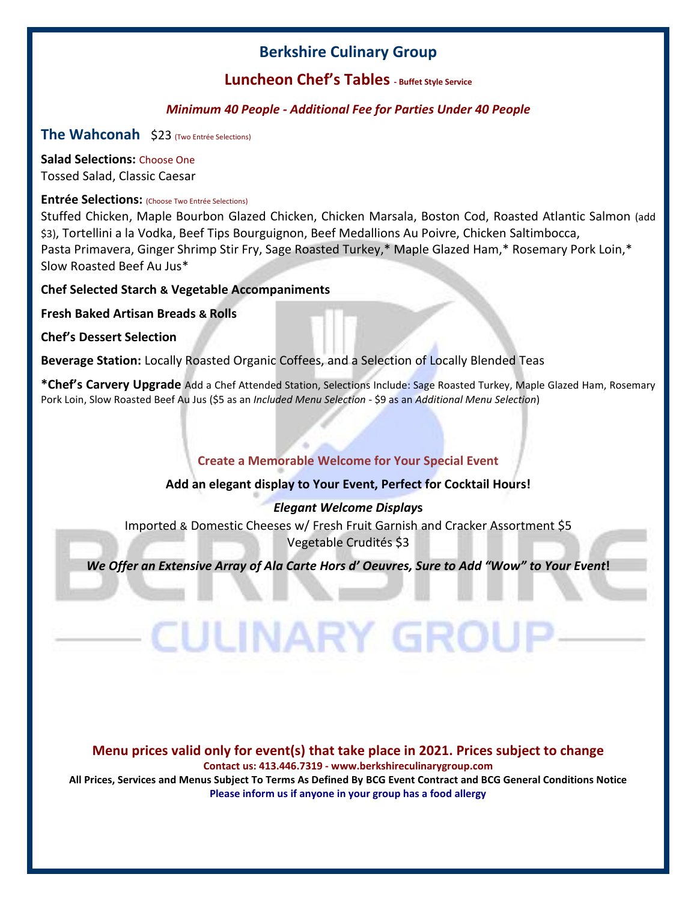# Berkshire Culinary Group

## Luncheon Chef's Tables - Buffet Style Service

*Minimum 40 People - Additional Fee for Parties Under 40 People*

### The Wahconah $23 (Two Entrée Selections)

**Salad Selections:** Choose One
Tossed Salad, Classic Caesar

**Entrée Selections:** (Choose Two Entrée Selections)
Stuffed Chicken, Maple Bourbon Glazed Chicken, Chicken Marsala, Boston Cod, Roasted Atlantic Salmon (add $3), Tortellini a la Vodka, Beef Tips Bourguignon, Beef Medallions Au Poivre, Chicken Saltimbocca, Pasta Primavera, Ginger Shrimp Stir Fry, Sage Roasted Turkey,* Maple Glazed Ham,* Rosemary Pork Loin,* Slow Roasted Beef Au Jus*

**Chef Selected Starch & Vegetable Accompaniments**

**Fresh Baked Artisan Breads & Rolls**

**Chef's Dessert Selection**

**Beverage Station:** Locally Roasted Organic Coffees, and a Selection of Locally Blended Teas

**\*Chef's Carvery Upgrade** Add a Chef Attended Station, Selections Include: Sage Roasted Turkey, Maple Glazed Ham, Rosemary Pork Loin, Slow Roasted Beef Au Jus ($5 as an *Included Menu Selection* - $9 as an *Additional Menu Selection*)

**Create a Memorable Welcome for Your Special Event**

**Add an elegant display to Your Event, Perfect for Cocktail Hours!**

***Elegant Welcome Displays***

Imported & Domestic Cheeses w/ Fresh Fruit Garnish and Cracker Assortment $5
Vegetable Crudités $3

***We Offer an Extensive Array of Ala Carte Hors d' Oeuvres, Sure to Add "Wow" to Your Event!***

**Menu prices valid only for event(s) that take place in 2021. Prices subject to change**
**Contact us: 413.446.7319 - www.berkshireculinarygroup.com**
**All Prices, Services and Menus Subject To Terms As Defined By BCG Event Contract and BCG General Conditions Notice**
**Please inform us if anyone in your group has a food allergy**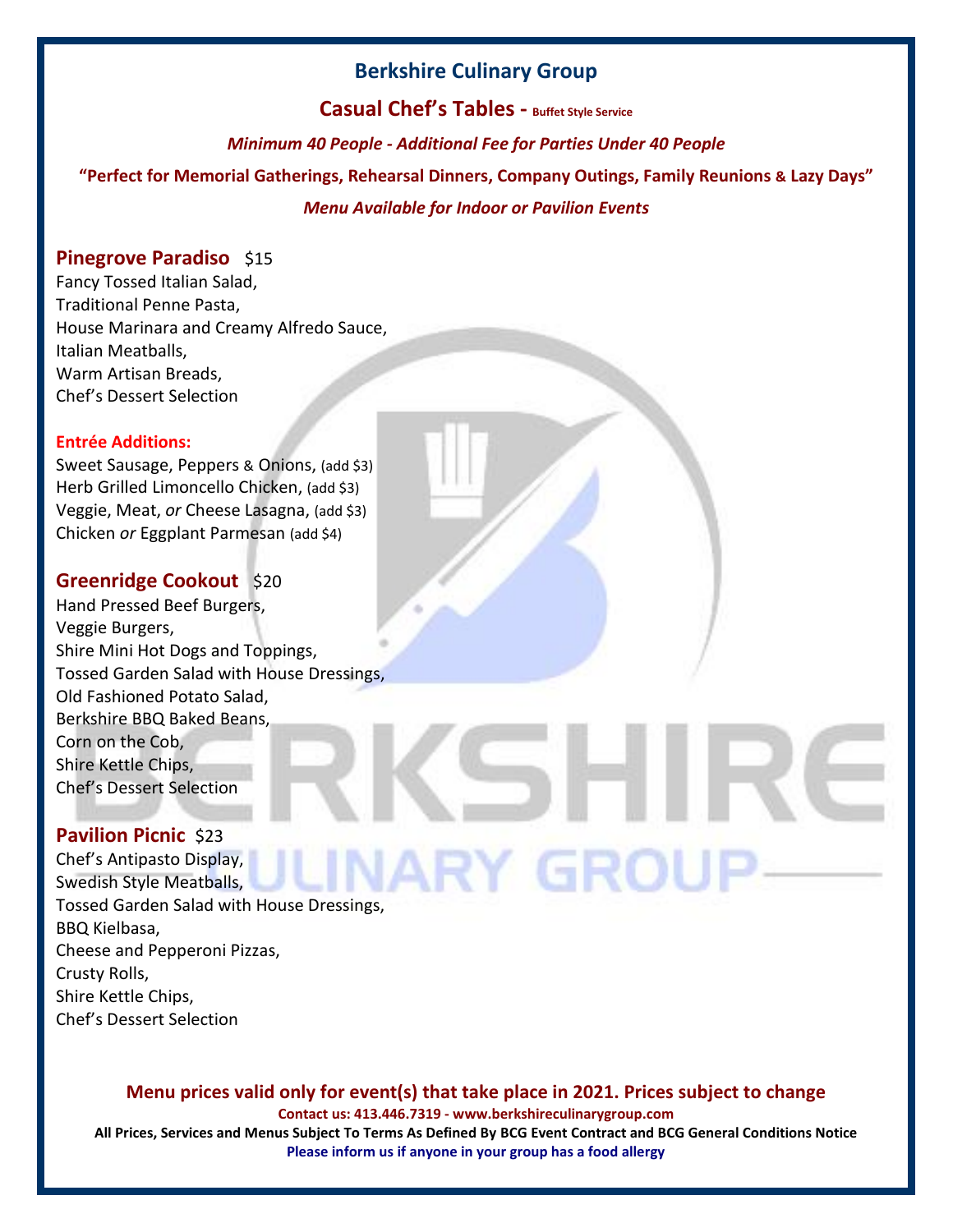# Berkshire Culinary Group

## Casual Chef's Tables - Buffet Style Service

*Minimum 40 People - Additional Fee for Parties Under 40 People*

**"Perfect for Memorial Gatherings, Rehearsal Dinners, Company Outings, Family Reunions & Lazy Days"**

*Menu Available for Indoor or Pavilion Events*

### Pinegrove Paradiso $15

Fancy Tossed Italian Salad,
Traditional Penne Pasta,
House Marinara and Creamy Alfredo Sauce,
Italian Meatballs,
Warm Artisan Breads,
Chef's Dessert Selection

**Entrée Additions:**

Sweet Sausage, Peppers & Onions, (add $3)
Herb Grilled Limoncello Chicken, (add $3)
Veggie, Meat, *or* Cheese Lasagna, (add $3)
Chicken *or* Eggplant Parmesan (add $4)

### Greenridge Cookout $20

Hand Pressed Beef Burgers,
Veggie Burgers,
Shire Mini Hot Dogs and Toppings,
Tossed Garden Salad with House Dressings,
Old Fashioned Potato Salad,
Berkshire BBQ Baked Beans,
Corn on the Cob,
Shire Kettle Chips,
Chef's Dessert Selection

### Pavilion Picnic $23

Chef's Antipasto Display,
Swedish Style Meatballs,
Tossed Garden Salad with House Dressings,
BBQ Kielbasa,
Cheese and Pepperoni Pizzas,
Crusty Rolls,
Shire Kettle Chips,
Chef's Dessert Selection

**Menu prices valid only for event(s) that take place in 2021. Prices subject to change**

**Contact us: 413.446.7319 - www.berkshireculinarygroup.com**

**All Prices, Services and Menus Subject To Terms As Defined By BCG Event Contract and BCG General Conditions Notice**

**Please inform us if anyone in your group has a food allergy**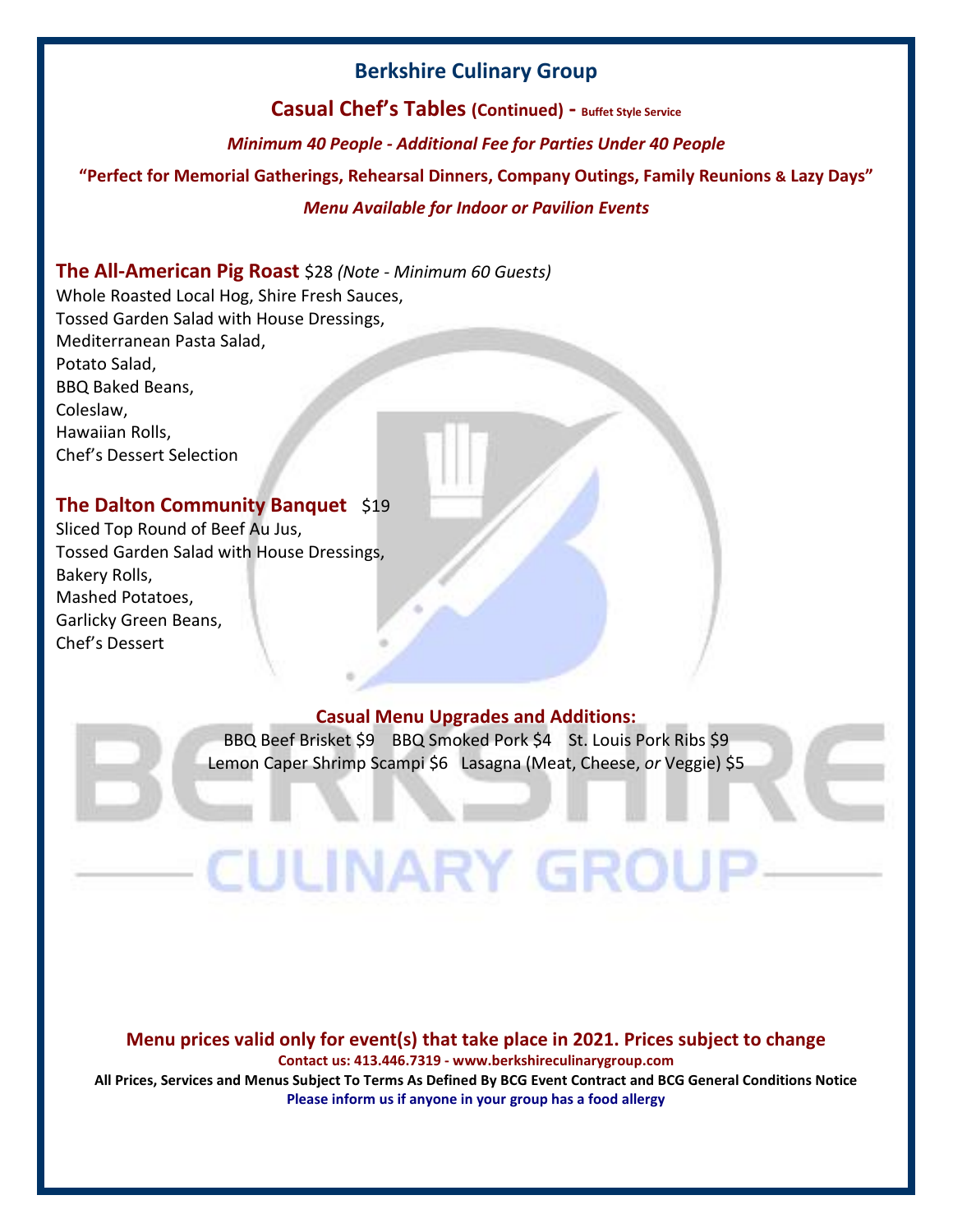# Berkshire Culinary Group

## Casual Chef's Tables (Continued) - Buffet Style Service

*Minimum 40 People - Additional Fee for Parties Under 40 People*

**"Perfect for Memorial Gatherings, Rehearsal Dinners, Company Outings, Family Reunions & Lazy Days"**

*Menu Available for Indoor or Pavilion Events*

### The All-American Pig Roast $28 *(Note - Minimum 60 Guests)*

Whole Roasted Local Hog, Shire Fresh Sauces,
Tossed Garden Salad with House Dressings,
Mediterranean Pasta Salad,
Potato Salad,
BBQ Baked Beans,
Coleslaw,
Hawaiian Rolls,
Chef's Dessert Selection

### The Dalton Community Banquet $19

Sliced Top Round of Beef Au Jus,
Tossed Garden Salad with House Dressings,
Bakery Rolls,
Mashed Potatoes,
Garlicky Green Beans,
Chef's Dessert

### Casual Menu Upgrades and Additions:

BBQ Beef Brisket $9 BBQ Smoked Pork $4 St. Louis Pork Ribs $9
Lemon Caper Shrimp Scampi $6 Lasagna (Meat, Cheese, *or* Veggie) $5

**Menu prices valid only for event(s) that take place in 2021. Prices subject to change**

**Contact us: 413.446.7319 - www.berkshireculinarygroup.com**

**All Prices, Services and Menus Subject To Terms As Defined By BCG Event Contract and BCG General Conditions Notice**

**Please inform us if anyone in your group has a food allergy**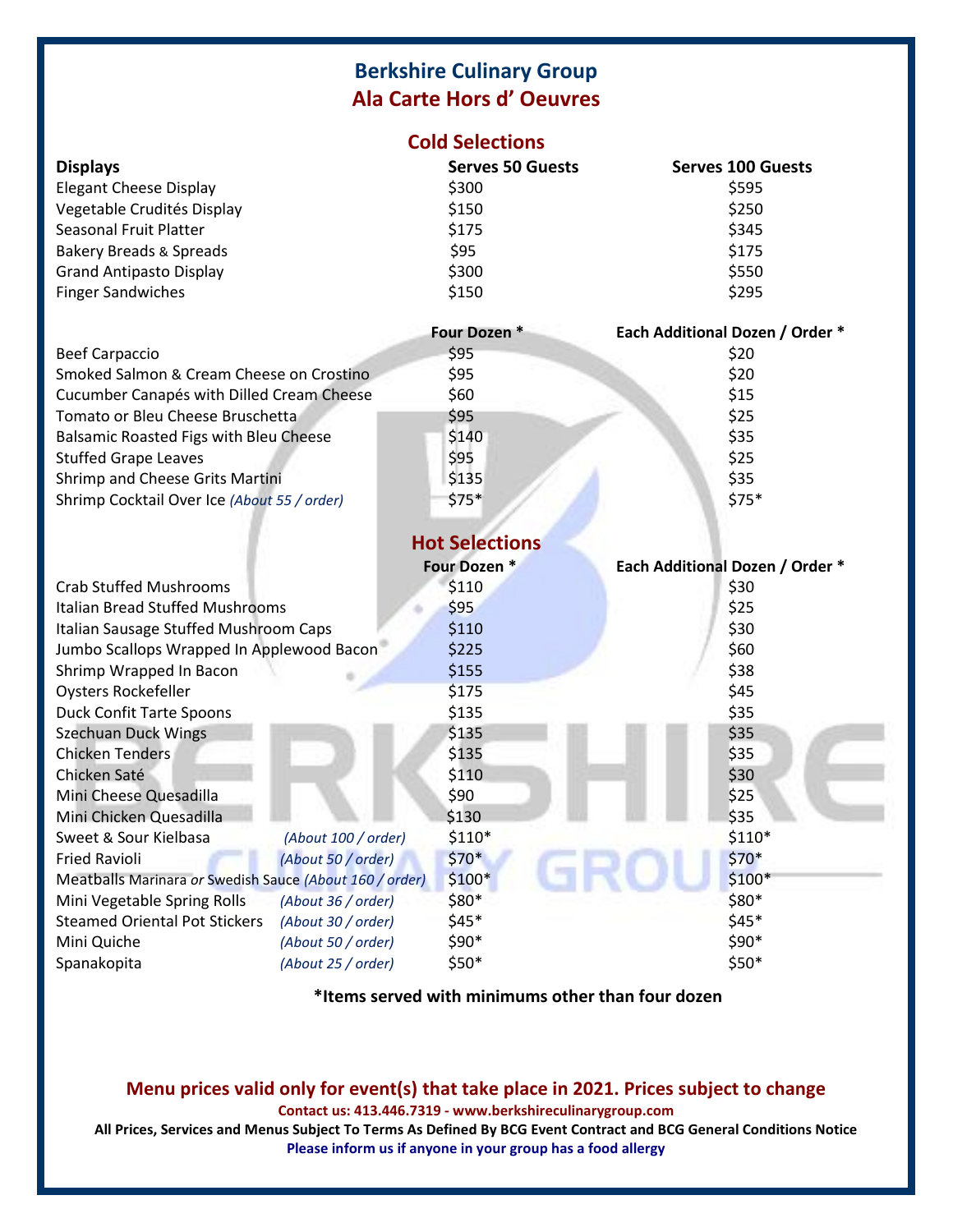# Berkshire Culinary Group
## Ala Carte Hors d' Oeuvres

### Cold Selections

| Displays | Serves 50 Guests | Serves 100 Guests |
|---|---|---|
| Elegant Cheese Display | $300 | $595 |
| Vegetable Crudités Display | $150 | $250 |
| Seasonal Fruit Platter | $175 | $345 |
| Bakery Breads & Spreads | $95 | $175 |
| Grand Antipasto Display | $300 | $550 |
| Finger Sandwiches | $150 | $295 |

| | Four Dozen * | Each Additional Dozen / Order * |
|---|---|---|
| Beef Carpaccio | $95 | $20 |
| Smoked Salmon & Cream Cheese on Crostino | $95 | $20 |
| Cucumber Canapés with Dilled Cream Cheese | $60 | $15 |
| Tomato or Bleu Cheese Bruschetta | $95 | $25 |
| Balsamic Roasted Figs with Bleu Cheese | $140 | $35 |
| Stuffed Grape Leaves | $95 | $25 |
| Shrimp and Cheese Grits Martini | $135 | $35 |
| Shrimp Cocktail Over Ice *(About 55 / order)* | $75* | $75* |

### Hot Selections

| | Four Dozen * | Each Additional Dozen / Order * |
|---|---|---|
| Crab Stuffed Mushrooms | $110 | $30 |
| Italian Bread Stuffed Mushrooms | $95 | $25 |
| Italian Sausage Stuffed Mushroom Caps | $110 | $30 |
| Jumbo Scallops Wrapped In Applewood Bacon | $225 | $60 |
| Shrimp Wrapped In Bacon | $155 | $38 |
| Oysters Rockefeller | $175 | $45 |
| Duck Confit Tarte Spoons | $135 | $35 |
| Szechuan Duck Wings | $135 | $35 |
| Chicken Tenders | $135 | $35 |
| Chicken Saté | $110 | $30 |
| Mini Cheese Quesadilla | $90 | $25 |
| Mini Chicken Quesadilla | $130 | $35 |
| Sweet & Sour Kielbasa *(About 100 / order)* | $110* | $110* |
| Fried Ravioli *(About 50 / order)* | $70* | $70* |
| Meatballs Marinara *or* Swedish Sauce *(About 160 / order)* | $100* | $100* |
| Mini Vegetable Spring Rolls *(About 36 / order)* | $80* | $80* |
| Steamed Oriental Pot Stickers *(About 30 / order)* | $45* | $45* |
| Mini Quiche *(About 50 / order)* | $90* | $90* |
| Spanakopita *(About 25 / order)* | $50* | $50* |

**\*Items served with minimums other than four dozen**

**Menu prices valid only for event(s) that take place in 2021. Prices subject to change**

**Contact us: 413.446.7319 - www.berkshireculinarygroup.com**

**All Prices, Services and Menus Subject To Terms As Defined By BCG Event Contract and BCG General Conditions Notice**

**Please inform us if anyone in your group has a food allergy**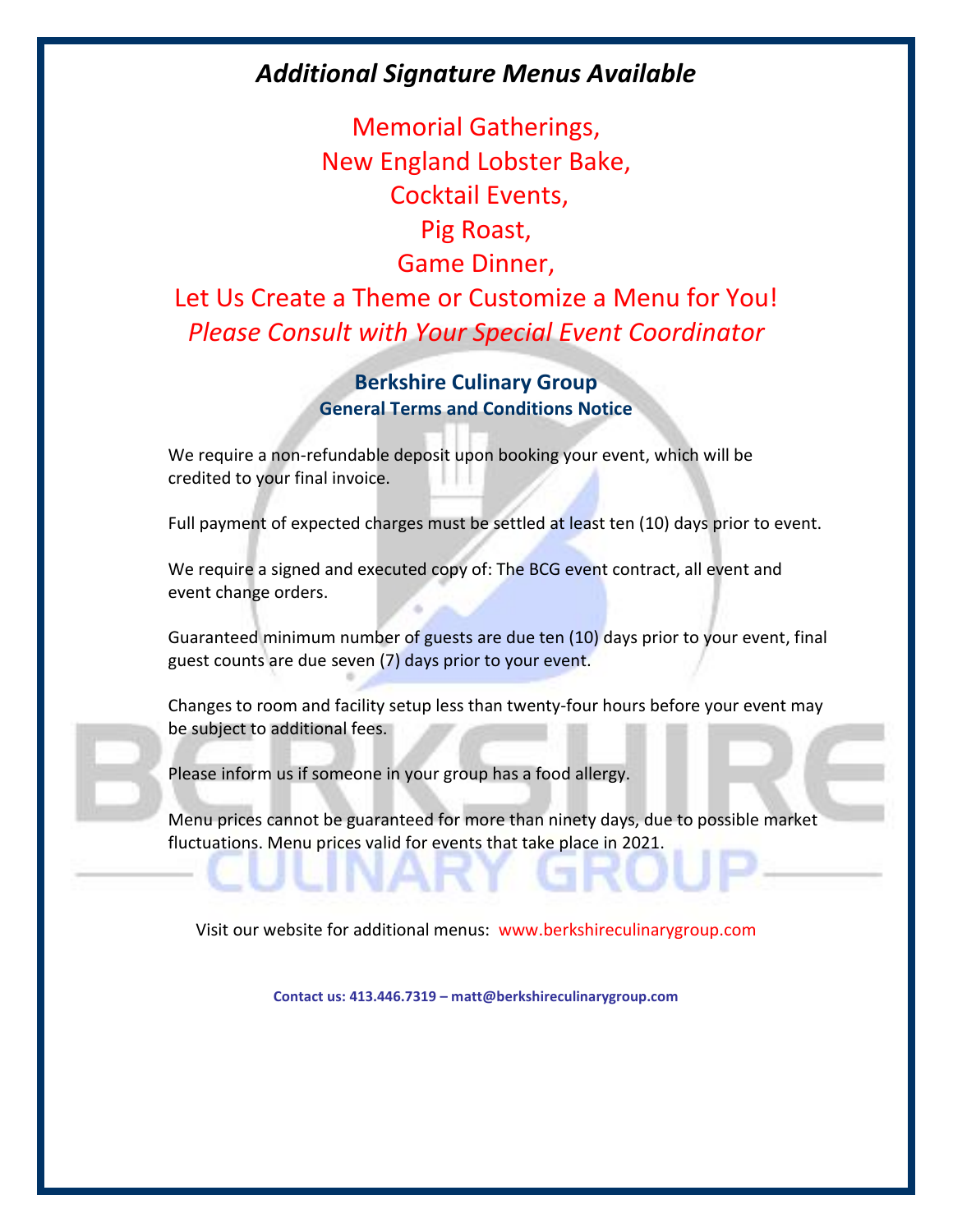# *Additional Signature Menus Available*

Memorial Gatherings,
New England Lobster Bake,
Cocktail Events,
Pig Roast,
Game Dinner,
Let Us Create a Theme or Customize a Menu for You!
*Please Consult with Your Special Event Coordinator*

## Berkshire Culinary Group

### General Terms and Conditions Notice

We require a non-refundable deposit upon booking your event, which will be credited to your final invoice.

Full payment of expected charges must be settled at least ten (10) days prior to event.

We require a signed and executed copy of: The BCG event contract, all event and event change orders.

Guaranteed minimum number of guests are due ten (10) days prior to your event, final guest counts are due seven (7) days prior to your event.

Changes to room and facility setup less than twenty-four hours before your event may be subject to additional fees.

Please inform us if someone in your group has a food allergy.

Menu prices cannot be guaranteed for more than ninety days, due to possible market fluctuations. Menu prices valid for events that take place in 2021.

Visit our website for additional menus: www.berkshireculinarygroup.com

**Contact us: 413.446.7319 – matt@berkshireculinarygroup.com**